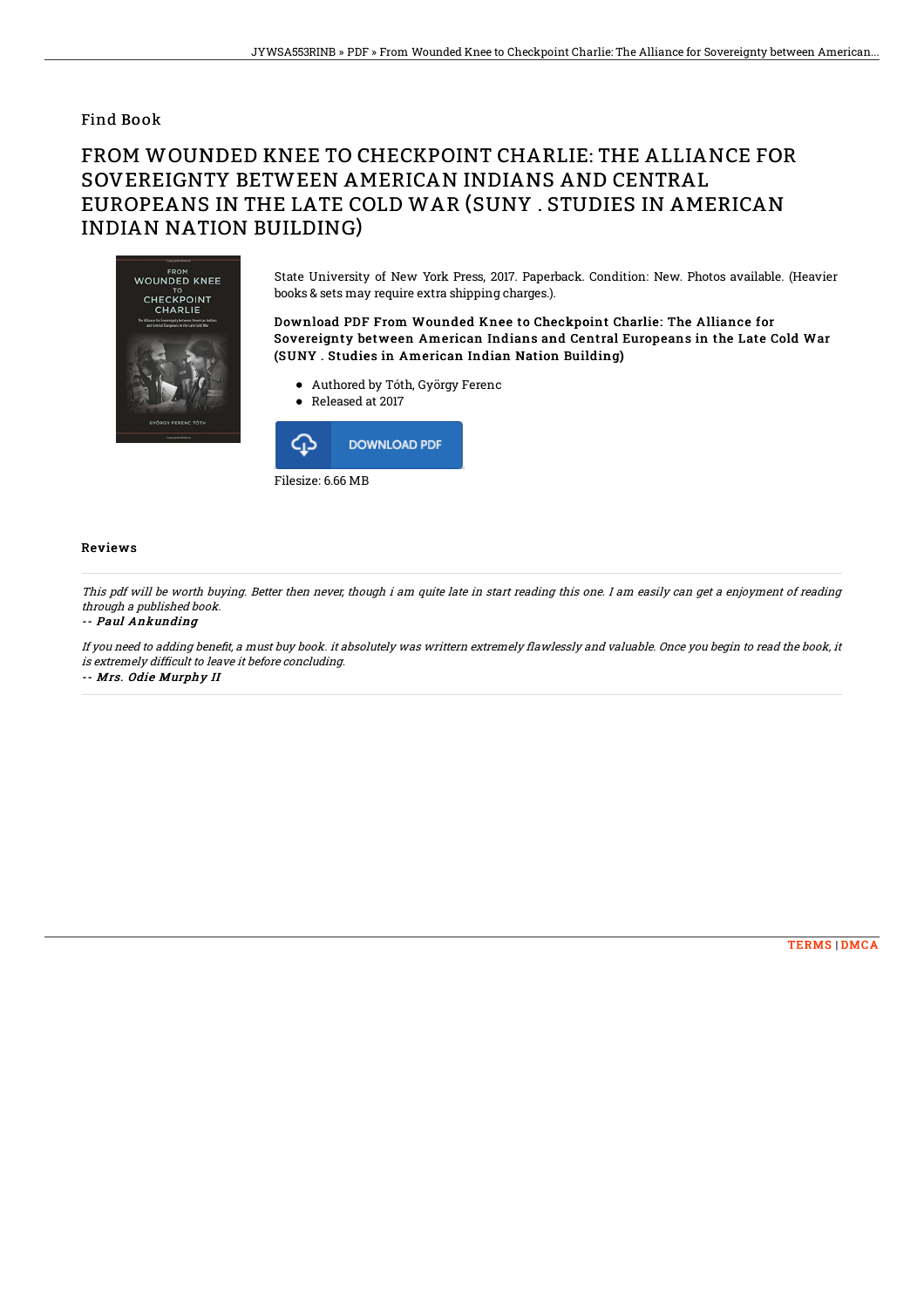Find Book

# FROM WOUNDED KNEE TO CHECKPOINT CHARLIE: THE ALLIANCE FOR SOVEREIGNTY BETWEEN AMERICAN INDIANS AND CENTRAL EUROPEANS IN THE LATE COLD WAR (SUNY . STUDIES IN AMERICAN INDIAN NATION BUILDING)

State University of New York Press, 2017. Paperback. Condition: New. Photos available. (Heavier books & sets may require extra shipping charges.).

**Download PDF From Wounded Knee to Checkpoint Charlie: The Alliance for Sovereignty between American Indians and Central Europeans in the Late Cold War (SUNY . Studies in American Indian Nation Building)**

- Authored by Tóth, György Ferenc
- Released at 2017

DOWNLOAD PDF

Filesize: 6.66 MB

## Reviews

*This pdf will be worth buying. Better then never, though i am quite late in start reading this one. I am easily can get a enjoyment of reading through a published book.*

*-- Paul Ankunding*

*If you need to adding benefit, a must buy book. it absolutely was writtern extremely flawlessly and valuable. Once you begin to read the book, it is extremely difficult to leave it before concluding.*

*-- Mrs. Odie Murphy II*

TERMS | DMCA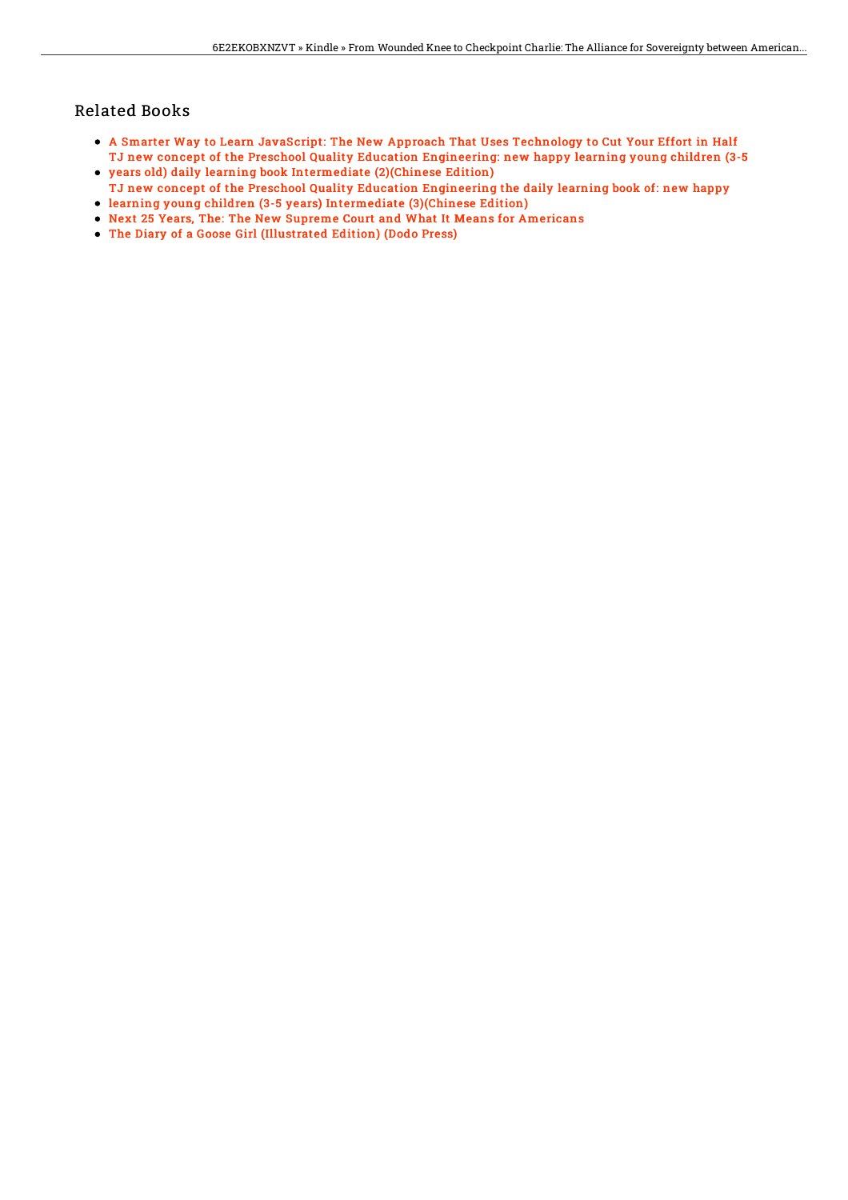## Related Books

- A Smarter Way to Learn JavaScript: The New Approach That Uses Technology to Cut Your Effort in Half
- TJ new concept of the Preschool Quality Education Engineering: new happy learning young children (3-5 years old) daily learning book Intermediate (2)(Chinese Edition)
- TJ new concept of the Preschool Quality Education Engineering the daily learning book of: new happy learning young children (3-5 years) Intermediate (3)(Chinese Edition)
- Next 25 Years, The: The New Supreme Court and What It Means for Americans
- The Diary of a Goose Girl (Illustrated Edition) (Dodo Press)